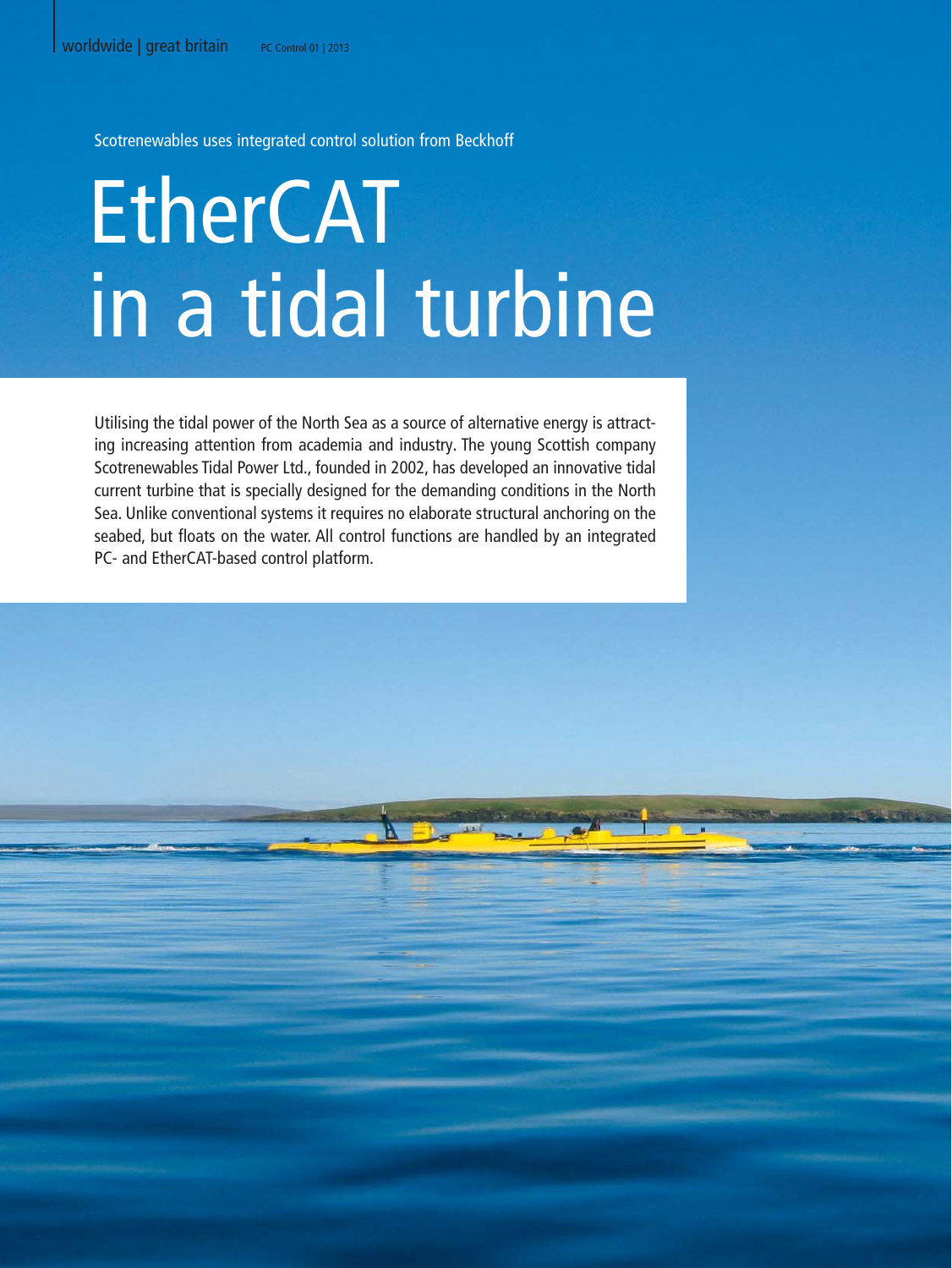Scotrenewables uses integrated control solution from Beckhoff

# EtherCAT in a tidal turbine

Utilising the tidal power of the North Sea as a source of alternative energy is attracting increasing attention from academia and industry. The young Scottish company Scotrenewables Tidal Power Ltd., founded in 2002, has developed an innovative tidal current turbine that is specially designed for the demanding conditions in the North Sea. Unlike conventional systems it requires no elaborate structural anchoring on the seabed, but floats on the water. All control functions are handled by an integrated PC- and EtherCAT-based control platform.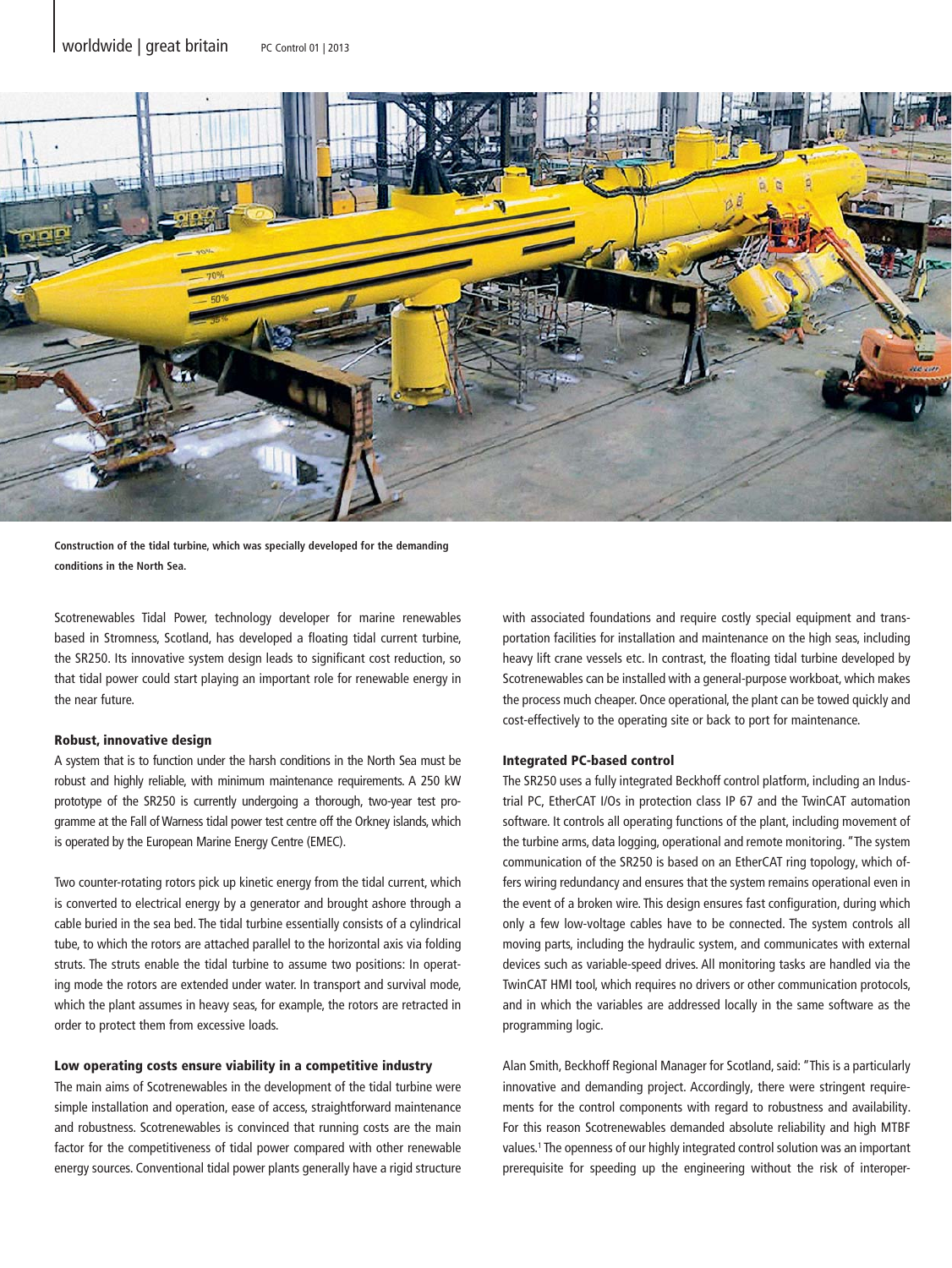Construction of the tidal turbine, which was specially developed for the demanding conditions in the North Sea.

Scotrenewables Tidal Power, technology developer for marine renewables based in Stromness, Scotland, has developed a floating tidal current turbine, the SR250. Its innovative system design leads to significant cost reduction, so that tidal power could start playing an important role for renewable energy in the near future.

### Robust, innovative design

A system that is to function under the harsh conditions in the North Sea must be robust and highly reliable, with minimum maintenance requirements. A 250 kW prototype of the SR250 is currently undergoing a thorough, two-year test programme at the Fall of Warness tidal power test centre off the Orkney islands, which is operated by the European Marine Energy Centre (EMEC).

Two counter-rotating rotors pick up kinetic energy from the tidal current, which is converted to electrical energy by a generator and brought ashore through a cable buried in the sea bed. The tidal turbine essentially consists of a cylindrical tube, to which the rotors are attached parallel to the horizontal axis via folding struts. The struts enable the tidal turbine to assume two positions: In operating mode the rotors are extended under water. In transport and survival mode, which the plant assumes in heavy seas, for example, the rotors are retracted in order to protect them from excessive loads.

### Low operating costs ensure viability in a competitive industry

The main aims of Scotrenewables in the development of the tidal turbine were simple installation and operation, ease of access, straightforward maintenance and robustness. Scotrenewables is convinced that running costs are the main factor for the competitiveness of tidal power compared with other renewable energy sources. Conventional tidal power plants generally have a rigid structure with associated foundations and require costly special equipment and transportation facilities for installation and maintenance on the high seas, including heavy lift crane vessels etc. In contrast, the floating tidal turbine developed by Scotrenewables can be installed with a general-purpose workboat, which makes the process much cheaper. Once operational, the plant can be towed quickly and cost-effectively to the operating site or back to port for maintenance.

### Integrated PC-based control

The SR250 uses a fully integrated Beckhoff control platform, including an Industrial PC, EtherCAT I/Os in protection class IP 67 and the TwinCAT automation software. It controls all operating functions of the plant, including movement of the turbine arms, data logging, operational and remote monitoring. "The system communication of the SR250 is based on an EtherCAT ring topology, which offers wiring redundancy and ensures that the system remains operational even in the event of a broken wire. This design ensures fast configuration, during which only a few low-voltage cables have to be connected. The system controls all moving parts, including the hydraulic system, and communicates with external devices such as variable-speed drives. All monitoring tasks are handled via the TwinCAT HMI tool, which requires no drivers or other communication protocols, and in which the variables are addressed locally in the same software as the programming logic.

Alan Smith, Beckhoff Regional Manager for Scotland, said: "This is a particularly innovative and demanding project. Accordingly, there were stringent requirements for the control components with regard to robustness and availability. For this reason Scotrenewables demanded absolute reliability and high MTBF values.[1] The openness of our highly integrated control solution was an important prerequisite for speeding up the engineering without the risk of interoper-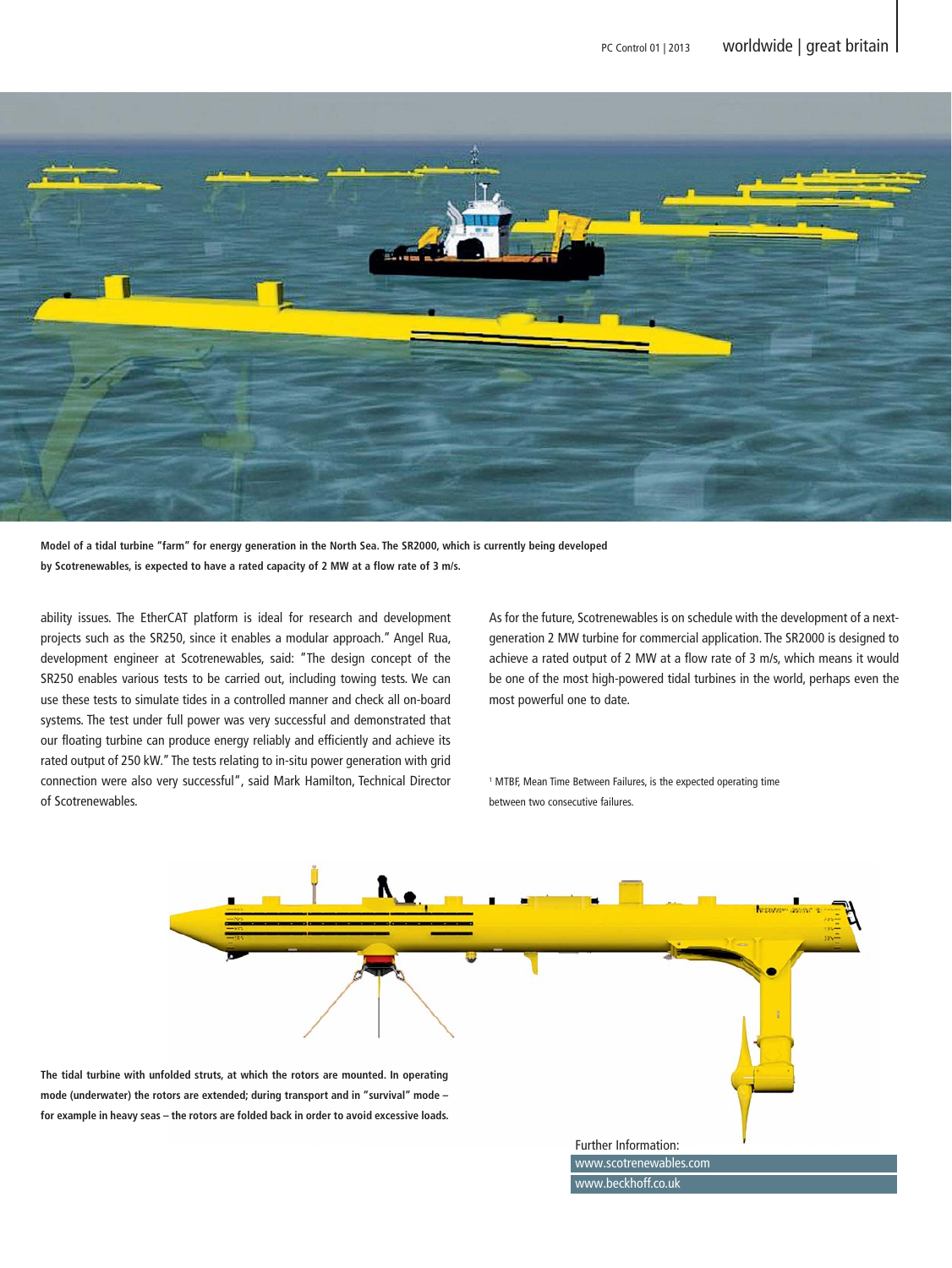**Model of a tidal turbine "farm" for energy generation in the North Sea. The SR2000, which is currently being developed by Scotrenewables, is expected to have a rated capacity of 2 MW at a flow rate of 3 m/s.**

ability issues. The EtherCAT platform is ideal for research and development projects such as the SR250, since it enables a modular approach." Angel Rua, development engineer at Scotrenewables, said: "The design concept of the SR250 enables various tests to be carried out, including towing tests. We can use these tests to simulate tides in a controlled manner and check all on-board systems. The test under full power was very successful and demonstrated that our floating turbine can produce energy reliably and efficiently and achieve its rated output of 250 kW." The tests relating to in-situ power generation with grid connection were also very successful", said Mark Hamilton, Technical Director of Scotrenewables.

As for the future, Scotrenewables is on schedule with the development of a next-generation 2 MW turbine for commercial application. The SR2000 is designed to achieve a rated output of 2 MW at a flow rate of 3 m/s, which means it would be one of the most high-powered tidal turbines in the world, perhaps even the most powerful one to date.

[1] MTBF, Mean Time Between Failures, is the expected operating time between two consecutive failures.

**The tidal turbine with unfolded struts, at which the rotors are mounted. In operating mode (underwater) the rotors are extended; during transport and in "survival" mode – for example in heavy seas – the rotors are folded back in order to avoid excessive loads.**

Further Information:
www.scotrenewables.com
www.beckhoff.co.uk